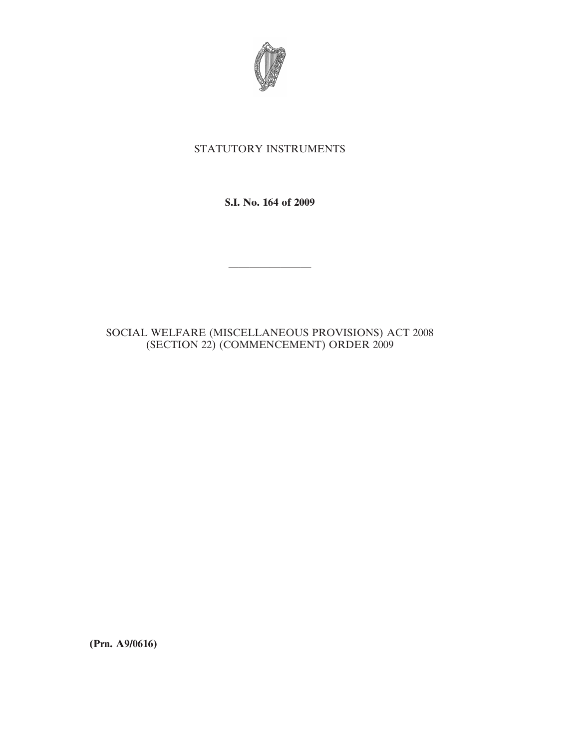STATUTORY INSTRUMENTS

**S.I. No. 164 of 2009**

---

SOCIAL WELFARE (MISCELLANEOUS PROVISIONS) ACT 2008 (SECTION 22) (COMMENCEMENT) ORDER 2009

**(Prn. A9/0616)**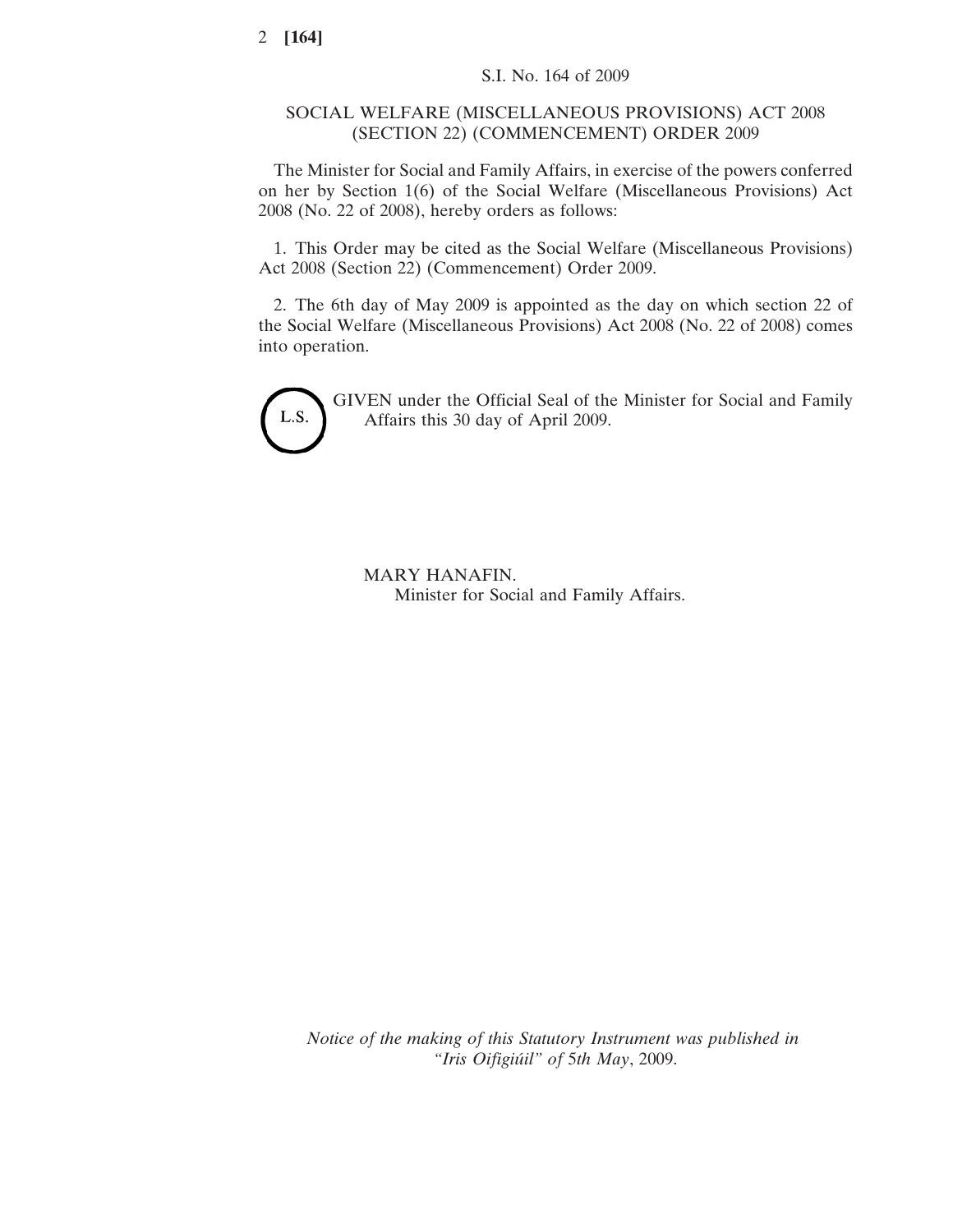S.I. No. 164 of 2009

# SOCIAL WELFARE (MISCELLANEOUS PROVISIONS) ACT 2008 (SECTION 22) (COMMENCEMENT) ORDER 2009

The Minister for Social and Family Affairs, in exercise of the powers conferred on her by Section 1(6) of the Social Welfare (Miscellaneous Provisions) Act 2008 (No. 22 of 2008), hereby orders as follows:

1. This Order may be cited as the Social Welfare (Miscellaneous Provisions) Act 2008 (Section 22) (Commencement) Order 2009.

2. The 6th day of May 2009 is appointed as the day on which section 22 of the Social Welfare (Miscellaneous Provisions) Act 2008 (No. 22 of 2008) comes into operation.

L.S.

GIVEN under the Official Seal of the Minister for Social and Family Affairs this 30 day of April 2009.

MARY HANAFIN.
Minister for Social and Family Affairs.

*Notice of the making of this Statutory Instrument was published in "Iris Oifigiúil" of 5th May, 2009.*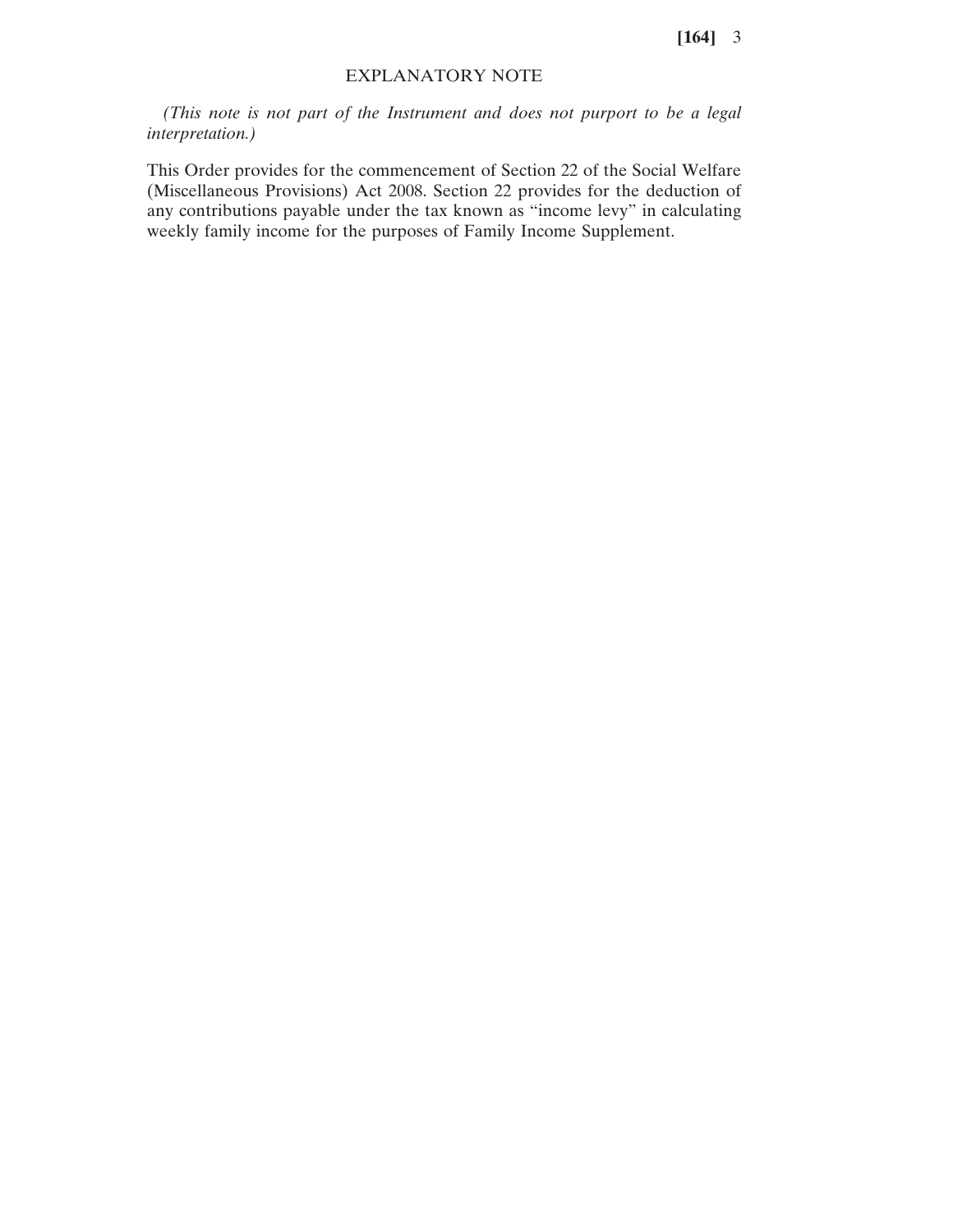## EXPLANATORY NOTE

*(This note is not part of the Instrument and does not purport to be a legal interpretation.)*

This Order provides for the commencement of Section 22 of the Social Welfare (Miscellaneous Provisions) Act 2008. Section 22 provides for the deduction of any contributions payable under the tax known as “income levy” in calculating weekly family income for the purposes of Family Income Supplement.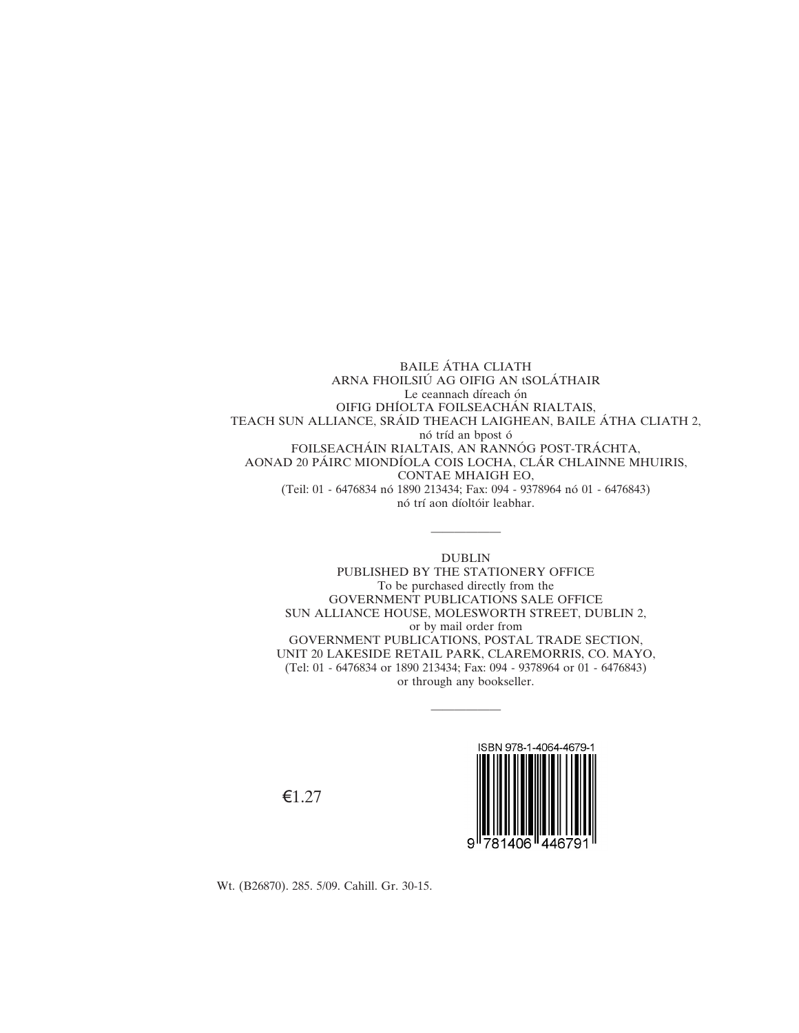BAILE ÁTHA CLIATH
ARNA FHOILSIÚ AG OIFIG AN tSOLÁTHAIR
Le ceannach díreach ón
OIFIG DHÍOLTA FOILSEACHÁN RIALTAIS,
TEACH SUN ALLIANCE, SRÁID THEACH LAIGHEAN, BAILE ÁTHA CLIATH 2,
nó tríd an bpost ó
FOILSEACHÁIN RIALTAIS, AN RANNÓG POST-TRÁCHTA,
AONAD 20 PÁIRC MIONDÍOLA COIS LOCHA, CLÁR CHLAINNE MHUIRIS,
CONTAE MHAIGH EO,
(Teil: 01 - 6476834 nó 1890 213434; Fax: 094 - 9378964 nó 01 - 6476843)
nó trí aon díoltóir leabhar.

---

DUBLIN
PUBLISHED BY THE STATIONERY OFFICE
To be purchased directly from the
GOVERNMENT PUBLICATIONS SALE OFFICE
SUN ALLIANCE HOUSE, MOLESWORTH STREET, DUBLIN 2,
or by mail order from
GOVERNMENT PUBLICATIONS, POSTAL TRADE SECTION,
UNIT 20 LAKESIDE RETAIL PARK, CLAREMORRIS, CO. MAYO,
(Tel: 01 - 6476834 or 1890 213434; Fax: 094 - 9378964 or 01 - 6476843)
or through any bookseller.

---

€1.27

ISBN 978-1-4064-4679-1

9 781406 446791

Wt. (B26870). 285. 5/09. Cahill. Gr. 30-15.